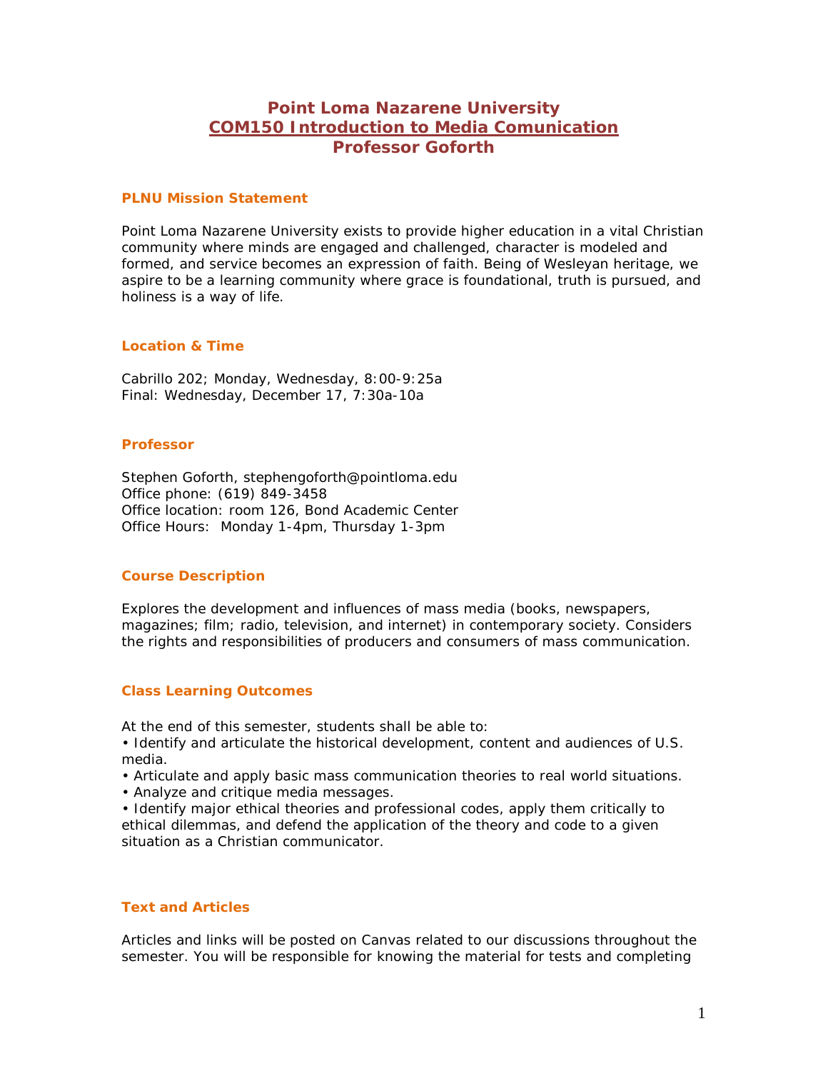# Point Loma Nazarene University
# COM150 Introduction to Media Comunication
# Professor Goforth

## PLNU Mission Statement

Point Loma Nazarene University exists to provide higher education in a vital Christian community where minds are engaged and challenged, character is modeled and formed, and service becomes an expression of faith. Being of Wesleyan heritage, we aspire to be a learning community where grace is foundational, truth is pursued, and holiness is a way of life.

## Location & Time

Cabrillo 202; Monday, Wednesday, 8:00-9:25a
Final: Wednesday, December 17, 7:30a-10a

## Professor

Stephen Goforth, stephengoforth@pointloma.edu
Office phone: (619) 849-3458
Office location: room 126, Bond Academic Center
Office Hours: Monday 1-4pm, Thursday 1-3pm

## Course Description

Explores the development and influences of mass media (books, newspapers, magazines; film; radio, television, and internet) in contemporary society. Considers the rights and responsibilities of producers and consumers of mass communication.

## Class Learning Outcomes

At the end of this semester, students shall be able to:

- Identify and articulate the historical development, content and audiences of U.S. media.
- Articulate and apply basic mass communication theories to real world situations.
- Analyze and critique media messages.
- Identify major ethical theories and professional codes, apply them critically to ethical dilemmas, and defend the application of the theory and code to a given situation as a Christian communicator.

## Text and Articles

Articles and links will be posted on Canvas related to our discussions throughout the semester. You will be responsible for knowing the material for tests and completing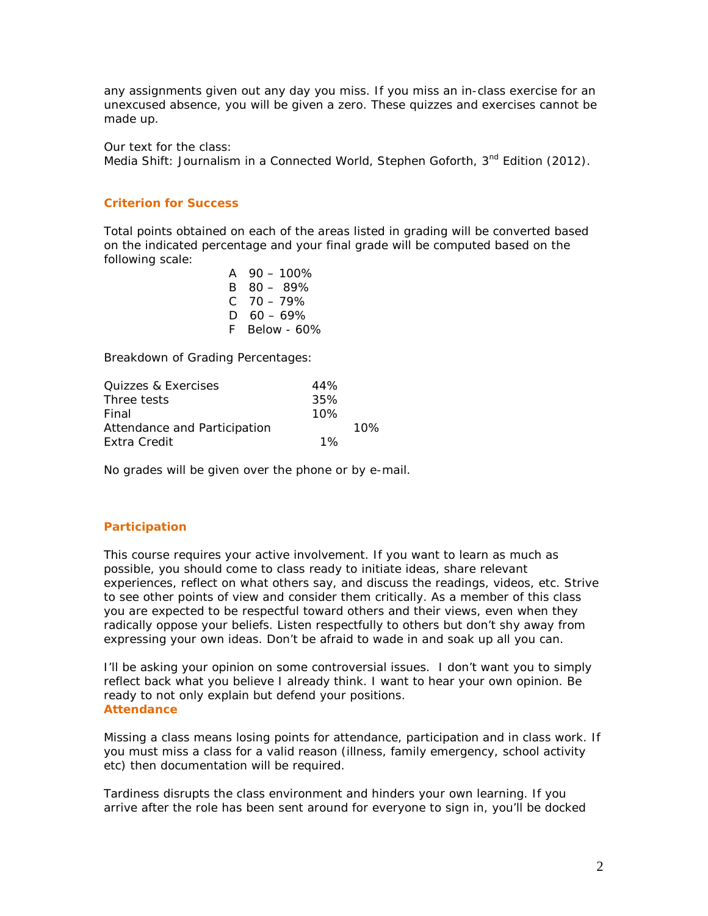any assignments given out any day you miss. If you miss an in-class exercise for an unexcused absence, you will be given a zero. These quizzes and exercises cannot be made up.

Our text for the class:
Media Shift: Journalism in a Connected World, Stephen Goforth, 3rd Edition (2012).

### Criterion for Success

Total points obtained on each of the areas listed in grading will be converted based on the indicated percentage and your final grade will be computed based on the following scale:

A 90 – 100%
B 80 – 89%
C 70 – 79%
D 60 – 69%
F Below - 60%

Breakdown of Grading Percentages:

| | |
|---|---|
| Quizzes & Exercises | 44% |
| Three tests | 35% |
| Final | 10% |
| Attendance and Participation | 10% |
| Extra Credit | 1% |

No grades will be given over the phone or by e-mail.

### Participation

This course requires your active involvement. If you want to learn as much as possible, you should come to class ready to initiate ideas, share relevant experiences, reflect on what others say, and discuss the readings, videos, etc. Strive to see other points of view and consider them critically. As a member of this class you are expected to be respectful toward others and their views, even when they radically oppose your beliefs. Listen respectfully to others but don't shy away from expressing your own ideas. Don't be afraid to wade in and soak up all you can.

I'll be asking your opinion on some controversial issues. I don't want you to simply reflect back what you believe I already think. I want to hear your own opinion. Be ready to not only explain but defend your positions.

### Attendance

Missing a class means losing points for attendance, participation and in class work. If you must miss a class for a valid reason (illness, family emergency, school activity etc) then documentation will be required.

Tardiness disrupts the class environment and hinders your own learning. If you arrive after the role has been sent around for everyone to sign in, you'll be docked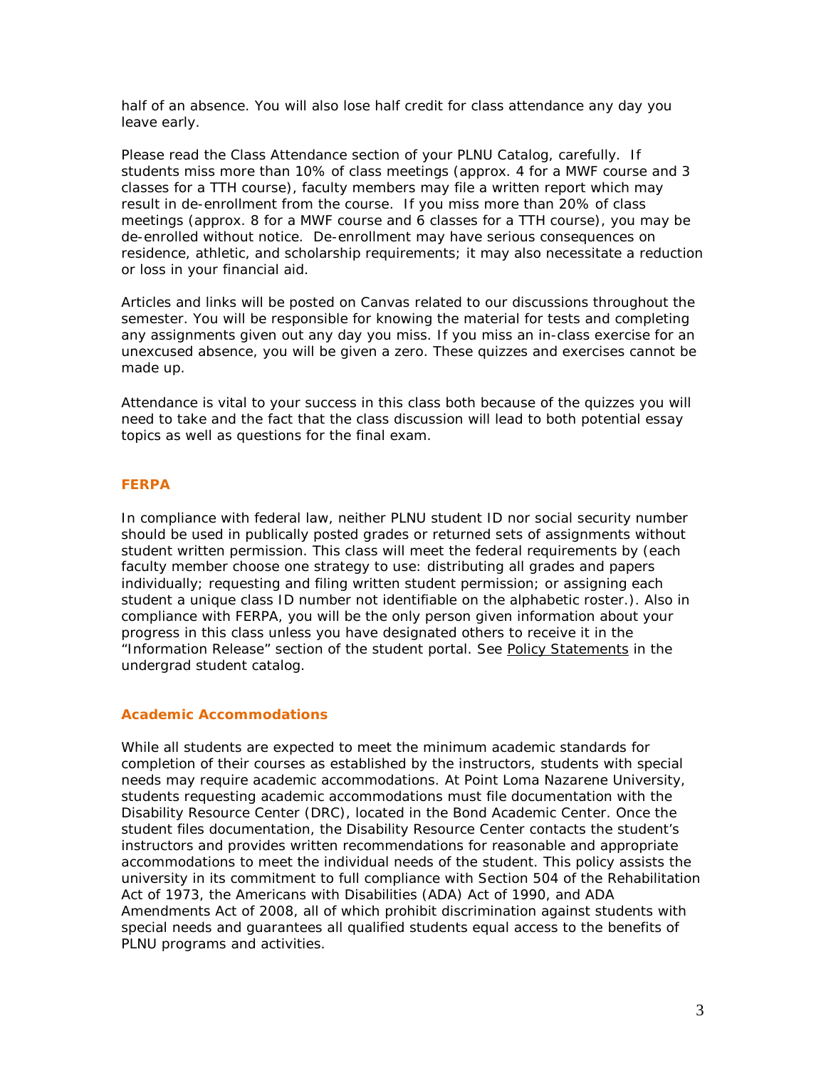half of an absence. You will also lose half credit for class attendance any day you leave early.

Please read the Class Attendance section of your PLNU Catalog, carefully. If students miss more than 10% of class meetings (approx. 4 for a MWF course and 3 classes for a TTH course), faculty members may file a written report which may result in de-enrollment from the course. If you miss more than 20% of class meetings (approx. 8 for a MWF course and 6 classes for a TTH course), you may be de-enrolled without notice. De-enrollment may have serious consequences on residence, athletic, and scholarship requirements; it may also necessitate a reduction or loss in your financial aid.

Articles and links will be posted on Canvas related to our discussions throughout the semester. You will be responsible for knowing the material for tests and completing any assignments given out any day you miss. If you miss an in-class exercise for an unexcused absence, you will be given a zero. These quizzes and exercises cannot be made up.

Attendance is vital to your success in this class both because of the quizzes you will need to take and the fact that the class discussion will lead to both potential essay topics as well as questions for the final exam.

## FERPA

In compliance with federal law, neither PLNU student ID nor social security number should be used in publically posted grades or returned sets of assignments without student written permission. This class will meet the federal requirements by (each faculty member choose one strategy to use: distributing all grades and papers individually; requesting and filing written student permission; or assigning each student a unique class ID number not identifiable on the alphabetic roster.). Also in compliance with FERPA, you will be the only person given information about your progress in this class unless you have designated others to receive it in the "Information Release" section of the student portal. See Policy Statements in the undergrad student catalog.

## Academic Accommodations

While all students are expected to meet the minimum academic standards for completion of their courses as established by the instructors, students with special needs may require academic accommodations. At Point Loma Nazarene University, students requesting academic accommodations must file documentation with the Disability Resource Center (DRC), located in the Bond Academic Center. Once the student files documentation, the Disability Resource Center contacts the student's instructors and provides written recommendations for reasonable and appropriate accommodations to meet the individual needs of the student. This policy assists the university in its commitment to full compliance with Section 504 of the Rehabilitation Act of 1973, the Americans with Disabilities (ADA) Act of 1990, and ADA Amendments Act of 2008, all of which prohibit discrimination against students with special needs and guarantees all qualified students equal access to the benefits of PLNU programs and activities.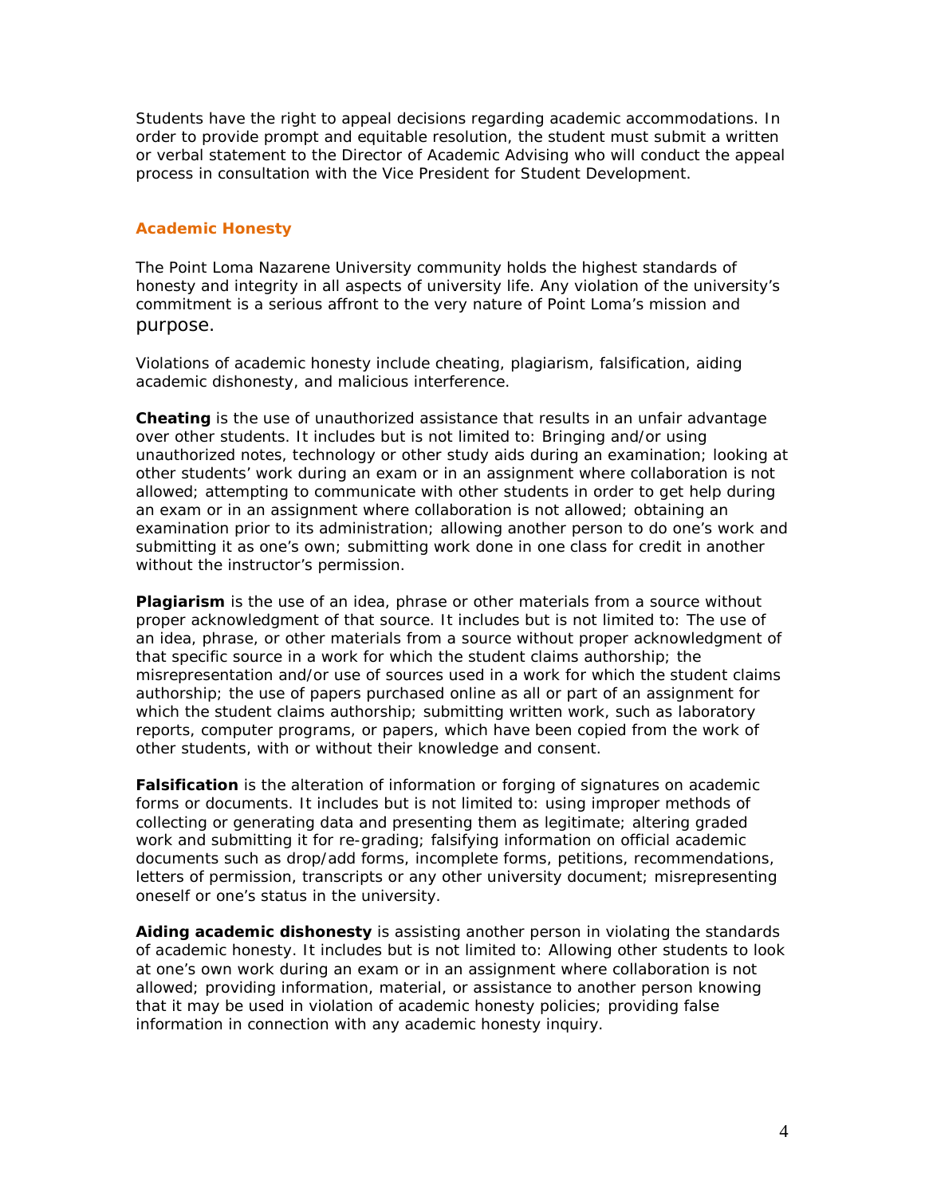Students have the right to appeal decisions regarding academic accommodations. In order to provide prompt and equitable resolution, the student must submit a written or verbal statement to the Director of Academic Advising who will conduct the appeal process in consultation with the Vice President for Student Development.

### Academic Honesty

The Point Loma Nazarene University community holds the highest standards of honesty and integrity in all aspects of university life. Any violation of the university's commitment is a serious affront to the very nature of Point Loma's mission and purpose.

Violations of academic honesty include cheating, plagiarism, falsification, aiding academic dishonesty, and malicious interference.

**Cheating** is the use of unauthorized assistance that results in an unfair advantage over other students. It includes but is not limited to: Bringing and/or using unauthorized notes, technology or other study aids during an examination; looking at other students' work during an exam or in an assignment where collaboration is not allowed; attempting to communicate with other students in order to get help during an exam or in an assignment where collaboration is not allowed; obtaining an examination prior to its administration; allowing another person to do one's work and submitting it as one's own; submitting work done in one class for credit in another without the instructor's permission.

**Plagiarism** is the use of an idea, phrase or other materials from a source without proper acknowledgment of that source. It includes but is not limited to: The use of an idea, phrase, or other materials from a source without proper acknowledgment of that specific source in a work for which the student claims authorship; the misrepresentation and/or use of sources used in a work for which the student claims authorship; the use of papers purchased online as all or part of an assignment for which the student claims authorship; submitting written work, such as laboratory reports, computer programs, or papers, which have been copied from the work of other students, with or without their knowledge and consent.

**Falsification** is the alteration of information or forging of signatures on academic forms or documents. It includes but is not limited to: using improper methods of collecting or generating data and presenting them as legitimate; altering graded work and submitting it for re-grading; falsifying information on official academic documents such as drop/add forms, incomplete forms, petitions, recommendations, letters of permission, transcripts or any other university document; misrepresenting oneself or one's status in the university.

**Aiding academic dishonesty** is assisting another person in violating the standards of academic honesty. It includes but is not limited to: Allowing other students to look at one's own work during an exam or in an assignment where collaboration is not allowed; providing information, material, or assistance to another person knowing that it may be used in violation of academic honesty policies; providing false information in connection with any academic honesty inquiry.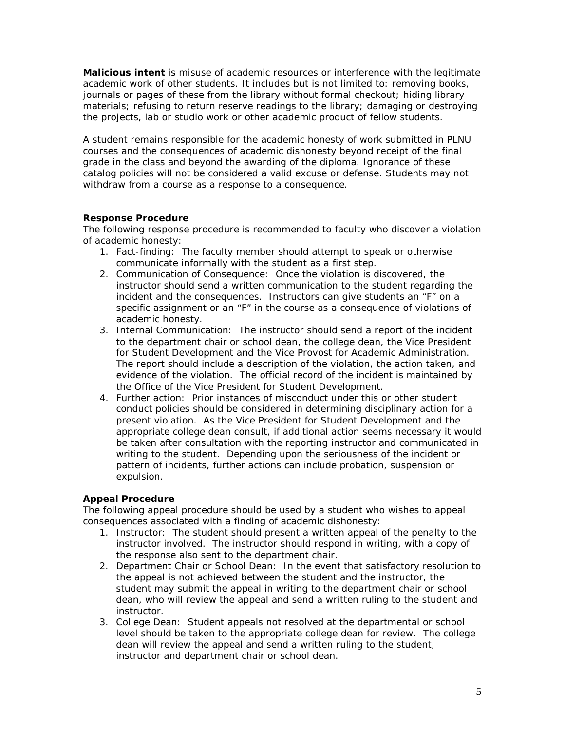**Malicious intent** is misuse of academic resources or interference with the legitimate academic work of other students. It includes but is not limited to: removing books, journals or pages of these from the library without formal checkout; hiding library materials; refusing to return reserve readings to the library; damaging or destroying the projects, lab or studio work or other academic product of fellow students.

A student remains responsible for the academic honesty of work submitted in PLNU courses and the consequences of academic dishonesty beyond receipt of the final grade in the class and beyond the awarding of the diploma. Ignorance of these catalog policies will not be considered a valid excuse or defense. Students may not withdraw from a course as a response to a consequence.

**Response Procedure**

The following response procedure is recommended to faculty who discover a violation of academic honesty:

1. Fact-finding: The faculty member should attempt to speak or otherwise communicate informally with the student as a first step.
2. Communication of Consequence: Once the violation is discovered, the instructor should send a written communication to the student regarding the incident and the consequences. Instructors can give students an "F" on a specific assignment or an "F" in the course as a consequence of violations of academic honesty.
3. Internal Communication: The instructor should send a report of the incident to the department chair or school dean, the college dean, the Vice President for Student Development and the Vice Provost for Academic Administration. The report should include a description of the violation, the action taken, and evidence of the violation. The official record of the incident is maintained by the Office of the Vice President for Student Development.
4. Further action: Prior instances of misconduct under this or other student conduct policies should be considered in determining disciplinary action for a present violation. As the Vice President for Student Development and the appropriate college dean consult, if additional action seems necessary it would be taken after consultation with the reporting instructor and communicated in writing to the student. Depending upon the seriousness of the incident or pattern of incidents, further actions can include probation, suspension or expulsion.

**Appeal Procedure**

The following appeal procedure should be used by a student who wishes to appeal consequences associated with a finding of academic dishonesty:

1. Instructor: The student should present a written appeal of the penalty to the instructor involved. The instructor should respond in writing, with a copy of the response also sent to the department chair.
2. Department Chair or School Dean: In the event that satisfactory resolution to the appeal is not achieved between the student and the instructor, the student may submit the appeal in writing to the department chair or school dean, who will review the appeal and send a written ruling to the student and instructor.
3. College Dean: Student appeals not resolved at the departmental or school level should be taken to the appropriate college dean for review. The college dean will review the appeal and send a written ruling to the student, instructor and department chair or school dean.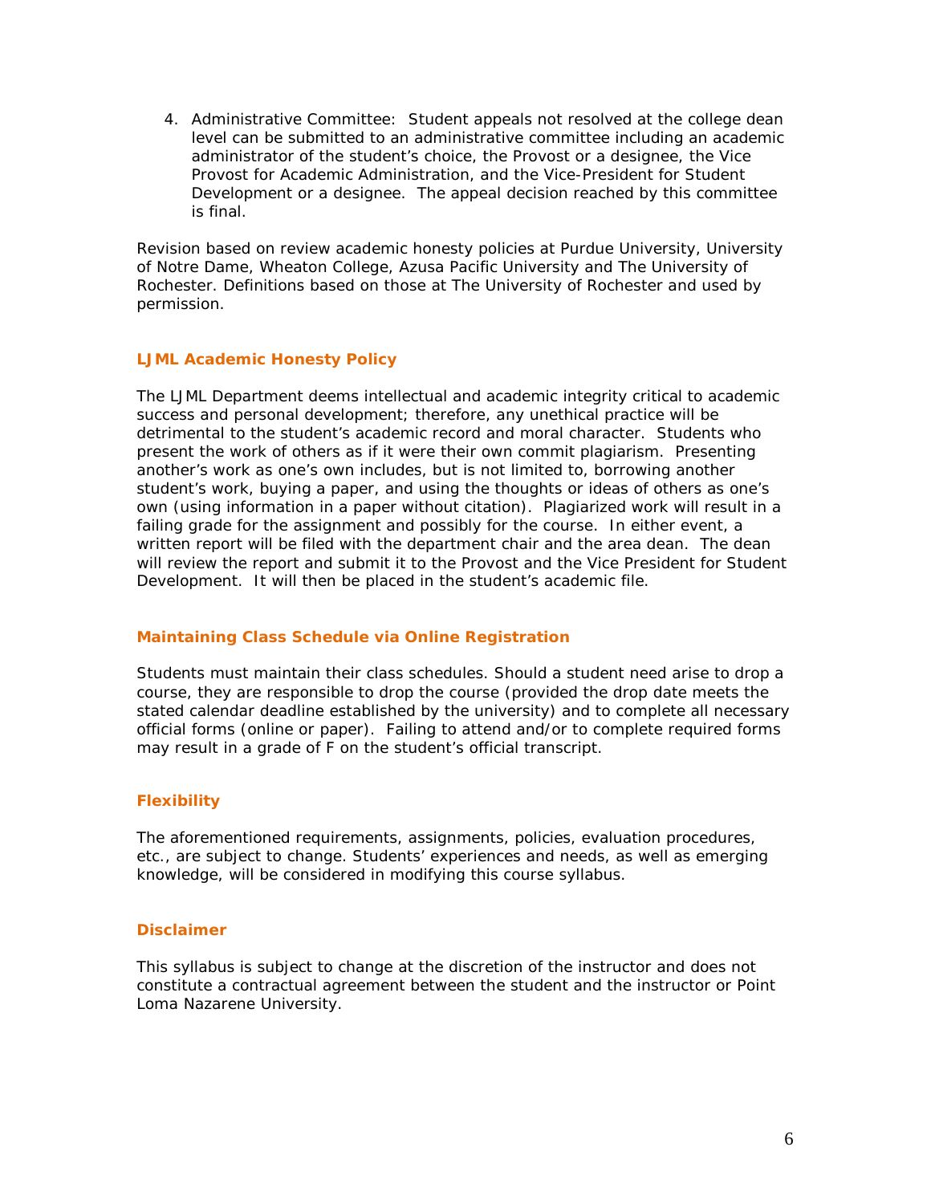4. Administrative Committee: Student appeals not resolved at the college dean level can be submitted to an administrative committee including an academic administrator of the student's choice, the Provost or a designee, the Vice Provost for Academic Administration, and the Vice-President for Student Development or a designee. The appeal decision reached by this committee is final.

Revision based on review academic honesty policies at Purdue University, University of Notre Dame, Wheaton College, Azusa Pacific University and The University of Rochester. Definitions based on those at The University of Rochester and used by permission.

## LJML Academic Honesty Policy

The LJML Department deems intellectual and academic integrity critical to academic success and personal development; therefore, any unethical practice will be detrimental to the student's academic record and moral character. Students who present the work of others as if it were their own commit plagiarism. Presenting another's work as one's own includes, but is not limited to, borrowing another student's work, buying a paper, and using the thoughts or ideas of others as one's own (using information in a paper without citation). Plagiarized work will result in a failing grade for the assignment and possibly for the course. In either event, a written report will be filed with the department chair and the area dean. The dean will review the report and submit it to the Provost and the Vice President for Student Development. It will then be placed in the student's academic file.

## Maintaining Class Schedule via Online Registration

Students must maintain their class schedules. Should a student need arise to drop a course, they are responsible to drop the course (provided the drop date meets the stated calendar deadline established by the university) and to complete all necessary official forms (online or paper). Failing to attend and/or to complete required forms may result in a grade of F on the student's official transcript.

## Flexibility

The aforementioned requirements, assignments, policies, evaluation procedures, etc., are subject to change. Students' experiences and needs, as well as emerging knowledge, will be considered in modifying this course syllabus.

## Disclaimer

This syllabus is subject to change at the discretion of the instructor and does not constitute a contractual agreement between the student and the instructor or Point Loma Nazarene University.